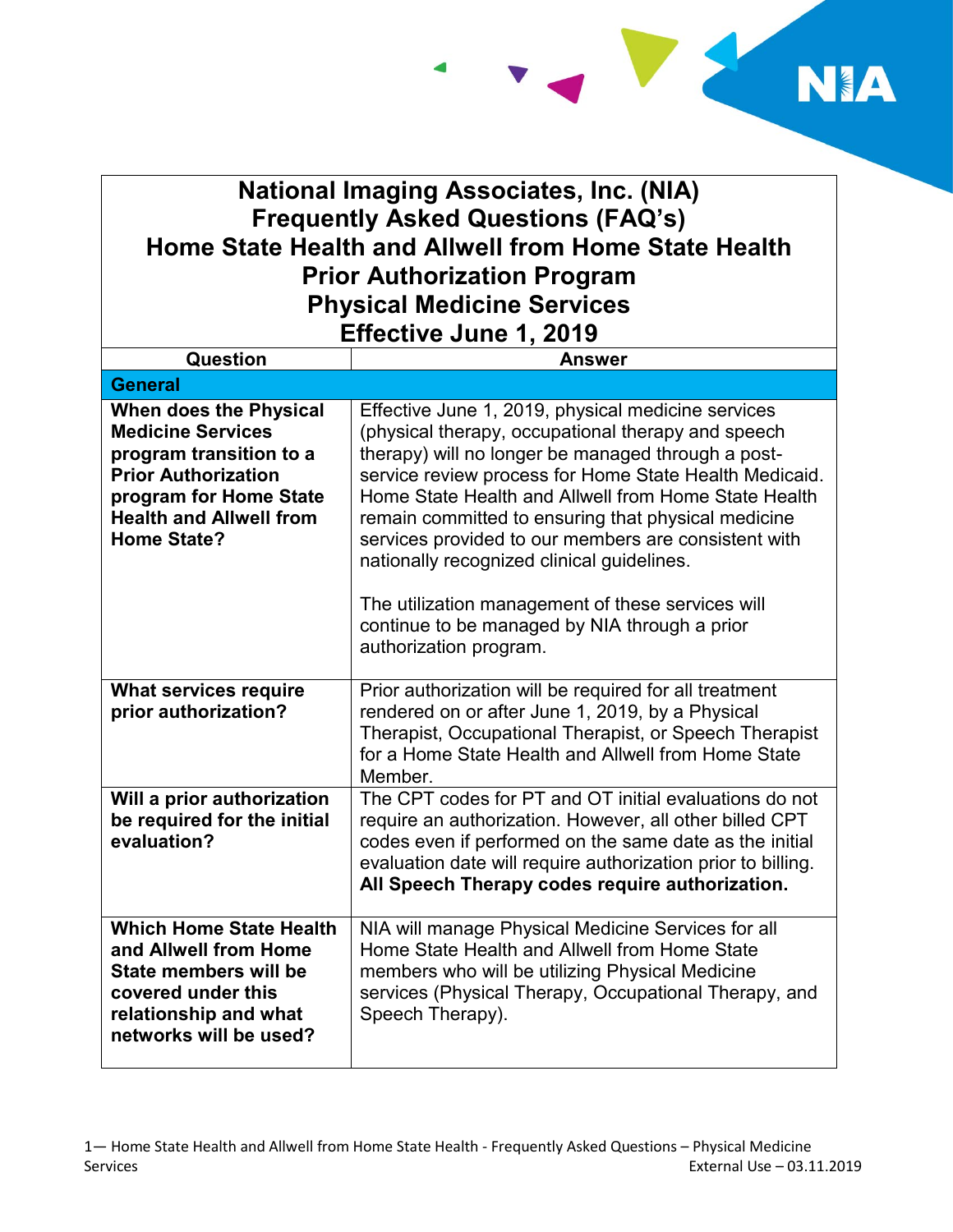# National Imaging Associates, Inc. (NIA)
# Frequently Asked Questions (FAQ's)
# Home State Health and Allwell from Home State Health
# Prior Authorization Program
# Physical Medicine Services
# Effective June 1, 2019

| Question | Answer |
|---|---|
| **General** | |
| **When does the Physical Medicine Services program transition to a Prior Authorization program for Home State Health and Allwell from Home State?** | Effective June 1, 2019, physical medicine services (physical therapy, occupational therapy and speech therapy) will no longer be managed through a post-service review process for Home State Health Medicaid. Home State Health and Allwell from Home State Health remain committed to ensuring that physical medicine services provided to our members are consistent with nationally recognized clinical guidelines.<br><br>The utilization management of these services will continue to be managed by NIA through a prior authorization program. |
| **What services require prior authorization?** | Prior authorization will be required for all treatment rendered on or after June 1, 2019, by a Physical Therapist, Occupational Therapist, or Speech Therapist for a Home State Health and Allwell from Home State Member. |
| **Will a prior authorization be required for the initial evaluation?** | The CPT codes for PT and OT initial evaluations do not require an authorization. However, all other billed CPT codes even if performed on the same date as the initial evaluation date will require authorization prior to billing. **All Speech Therapy codes require authorization.** |
| **Which Home State Health and Allwell from Home State members will be covered under this relationship and what networks will be used?** | NIA will manage Physical Medicine Services for all Home State Health and Allwell from Home State members who will be utilizing Physical Medicine services (Physical Therapy, Occupational Therapy, and Speech Therapy). |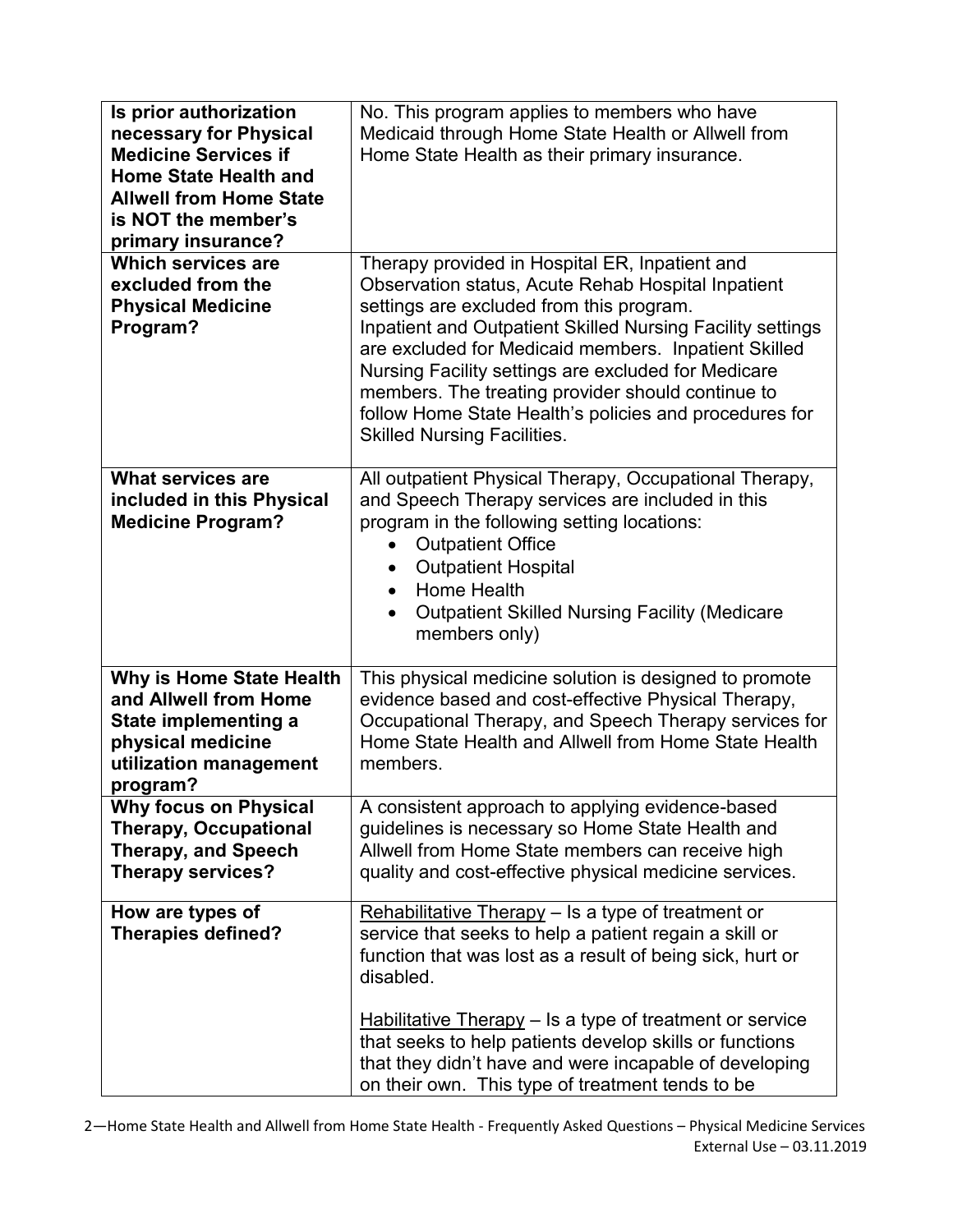| | |
|---|---|
| **Is prior authorization necessary for Physical Medicine Services if Home State Health and Allwell from Home State is NOT the member's primary insurance?** | No. This program applies to members who have Medicaid through Home State Health or Allwell from Home State Health as their primary insurance. |
| **Which services are excluded from the Physical Medicine Program?** | Therapy provided in Hospital ER, Inpatient and Observation status, Acute Rehab Hospital Inpatient settings are excluded from this program.<br>Inpatient and Outpatient Skilled Nursing Facility settings are excluded for Medicaid members. Inpatient Skilled Nursing Facility settings are excluded for Medicare members. The treating provider should continue to follow Home State Health's policies and procedures for Skilled Nursing Facilities. |
| **What services are included in this Physical Medicine Program?** | All outpatient Physical Therapy, Occupational Therapy, and Speech Therapy services are included in this program in the following setting locations:<br>• Outpatient Office<br>• Outpatient Hospital<br>• Home Health<br>• Outpatient Skilled Nursing Facility (Medicare members only) |
| **Why is Home State Health and Allwell from Home State implementing a physical medicine utilization management program?** | This physical medicine solution is designed to promote evidence based and cost-effective Physical Therapy, Occupational Therapy, and Speech Therapy services for Home State Health and Allwell from Home State Health members. |
| **Why focus on Physical Therapy, Occupational Therapy, and Speech Therapy services?** | A consistent approach to applying evidence-based guidelines is necessary so Home State Health and Allwell from Home State members can receive high quality and cost-effective physical medicine services. |
| **How are types of Therapies defined?** | <u>Rehabilitative Therapy</u> – Is a type of treatment or service that seeks to help a patient regain a skill or function that was lost as a result of being sick, hurt or disabled.<br><br><u>Habilitative Therapy</u> – Is a type of treatment or service that seeks to help patients develop skills or functions that they didn't have and were incapable of developing on their own. This type of treatment tends to be |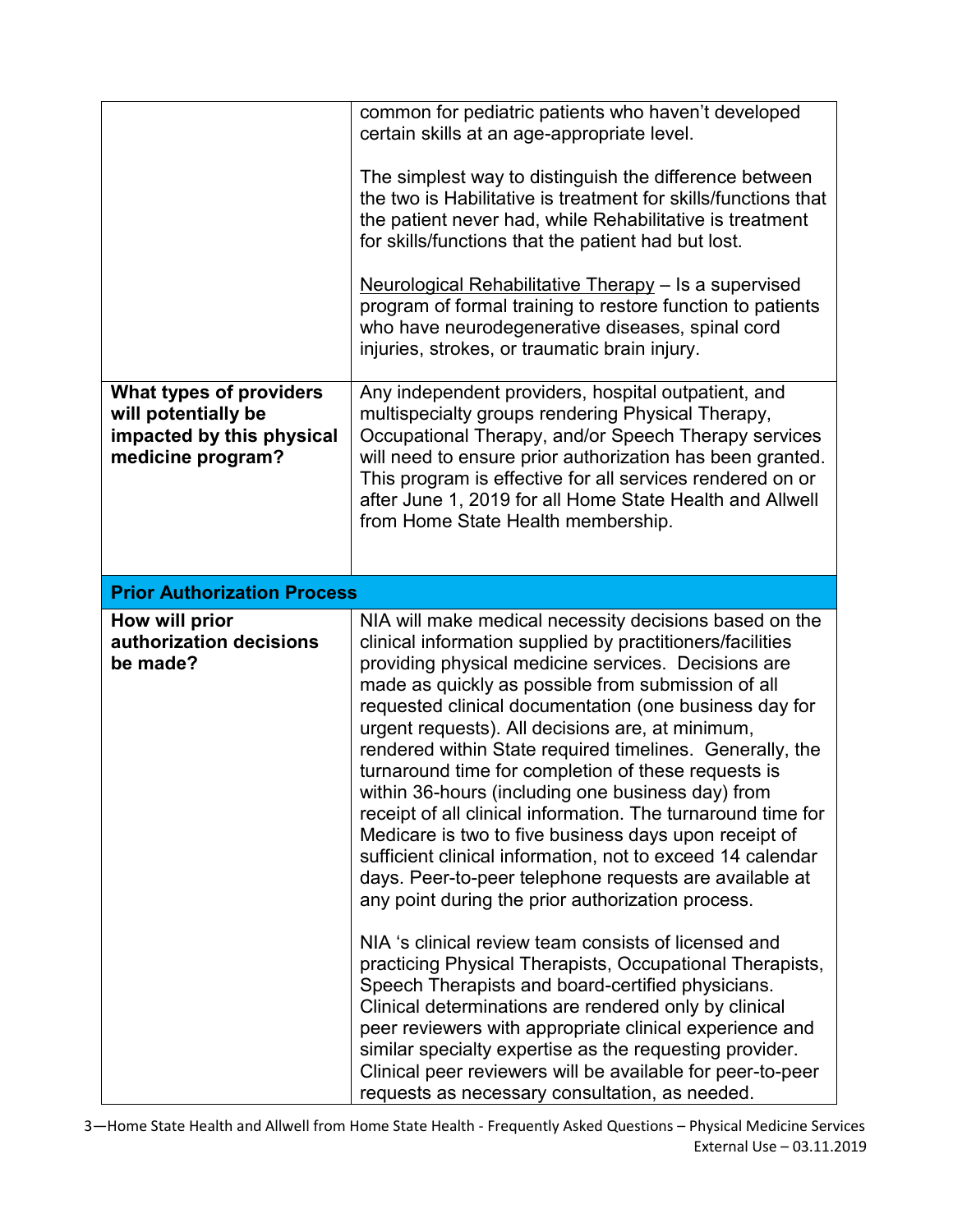| | |
|---|---|
| | common for pediatric patients who haven't developed certain skills at an age-appropriate level.<br><br>The simplest way to distinguish the difference between the two is Habilitative is treatment for skills/functions that the patient never had, while Rehabilitative is treatment for skills/functions that the patient had but lost.<br><br>Neurological Rehabilitative Therapy – Is a supervised program of formal training to restore function to patients who have neurodegenerative diseases, spinal cord injuries, strokes, or traumatic brain injury. |
| **What types of providers will potentially be impacted by this physical medicine program?** | Any independent providers, hospital outpatient, and multispecialty groups rendering Physical Therapy, Occupational Therapy, and/or Speech Therapy services will need to ensure prior authorization has been granted. This program is effective for all services rendered on or after June 1, 2019 for all Home State Health and Allwell from Home State Health membership. |
| **Prior Authorization Process** | |
| **How will prior authorization decisions be made?** | NIA will make medical necessity decisions based on the clinical information supplied by practitioners/facilities providing physical medicine services. Decisions are made as quickly as possible from submission of all requested clinical documentation (one business day for urgent requests). All decisions are, at minimum, rendered within State required timelines. Generally, the turnaround time for completion of these requests is within 36-hours (including one business day) from receipt of all clinical information. The turnaround time for Medicare is two to five business days upon receipt of sufficient clinical information, not to exceed 14 calendar days. Peer-to-peer telephone requests are available at any point during the prior authorization process.<br><br>NIA 's clinical review team consists of licensed and practicing Physical Therapists, Occupational Therapists, Speech Therapists and board-certified physicians. Clinical determinations are rendered only by clinical peer reviewers with appropriate clinical experience and similar specialty expertise as the requesting provider. Clinical peer reviewers will be available for peer-to-peer requests as necessary consultation, as needed. |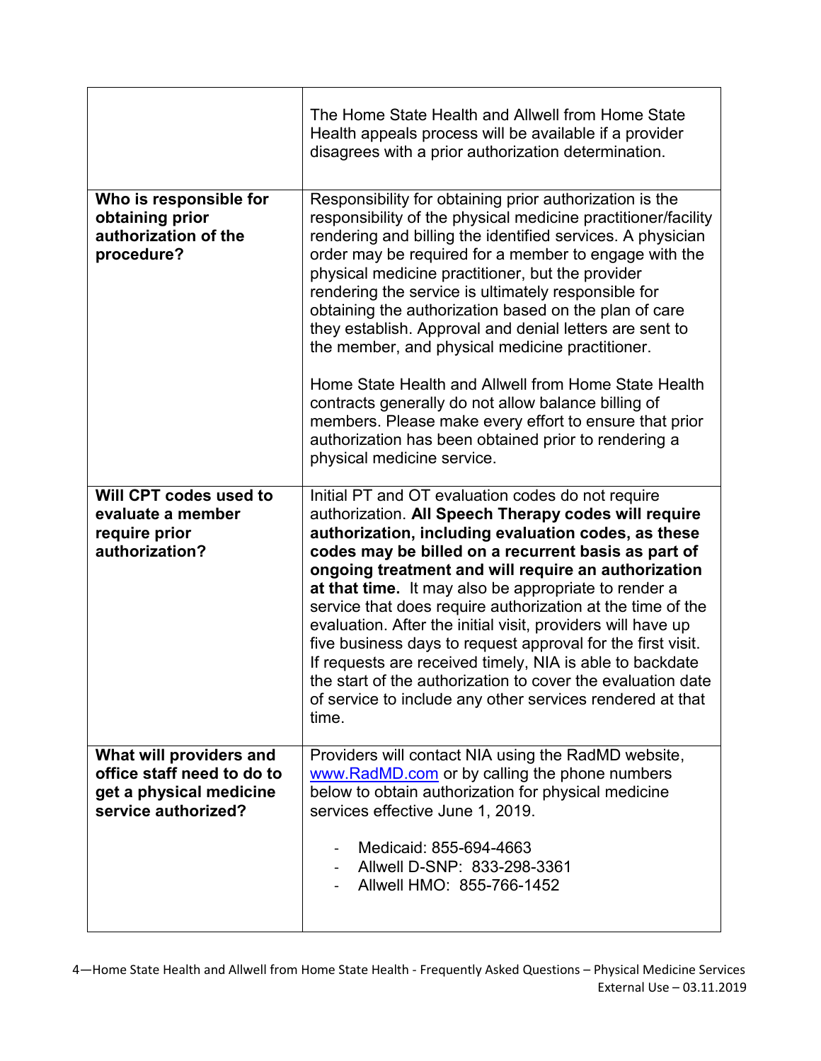| | |
|---|---|
| | The Home State Health and Allwell from Home State Health appeals process will be available if a provider disagrees with a prior authorization determination. |
| **Who is responsible for obtaining prior authorization of the procedure?** | Responsibility for obtaining prior authorization is the responsibility of the physical medicine practitioner/facility rendering and billing the identified services. A physician order may be required for a member to engage with the physical medicine practitioner, but the provider rendering the service is ultimately responsible for obtaining the authorization based on the plan of care they establish. Approval and denial letters are sent to the member, and physical medicine practitioner.<br><br>Home State Health and Allwell from Home State Health contracts generally do not allow balance billing of members. Please make every effort to ensure that prior authorization has been obtained prior to rendering a physical medicine service. |
| **Will CPT codes used to evaluate a member require prior authorization?** | Initial PT and OT evaluation codes do not require authorization. **All Speech Therapy codes will require authorization, including evaluation codes, as these codes may be billed on a recurrent basis as part of ongoing treatment and will require an authorization at that time.** It may also be appropriate to render a service that does require authorization at the time of the evaluation. After the initial visit, providers will have up five business days to request approval for the first visit. If requests are received timely, NIA is able to backdate the start of the authorization to cover the evaluation date of service to include any other services rendered at that time. |
| **What will providers and office staff need to do to get a physical medicine service authorized?** | Providers will contact NIA using the RadMD website, www.RadMD.com or by calling the phone numbers below to obtain authorization for physical medicine services effective June 1, 2019.<br><br>- Medicaid: 855-694-4663<br>- Allwell D-SNP: 833-298-3361<br>- Allwell HMO: 855-766-1452 |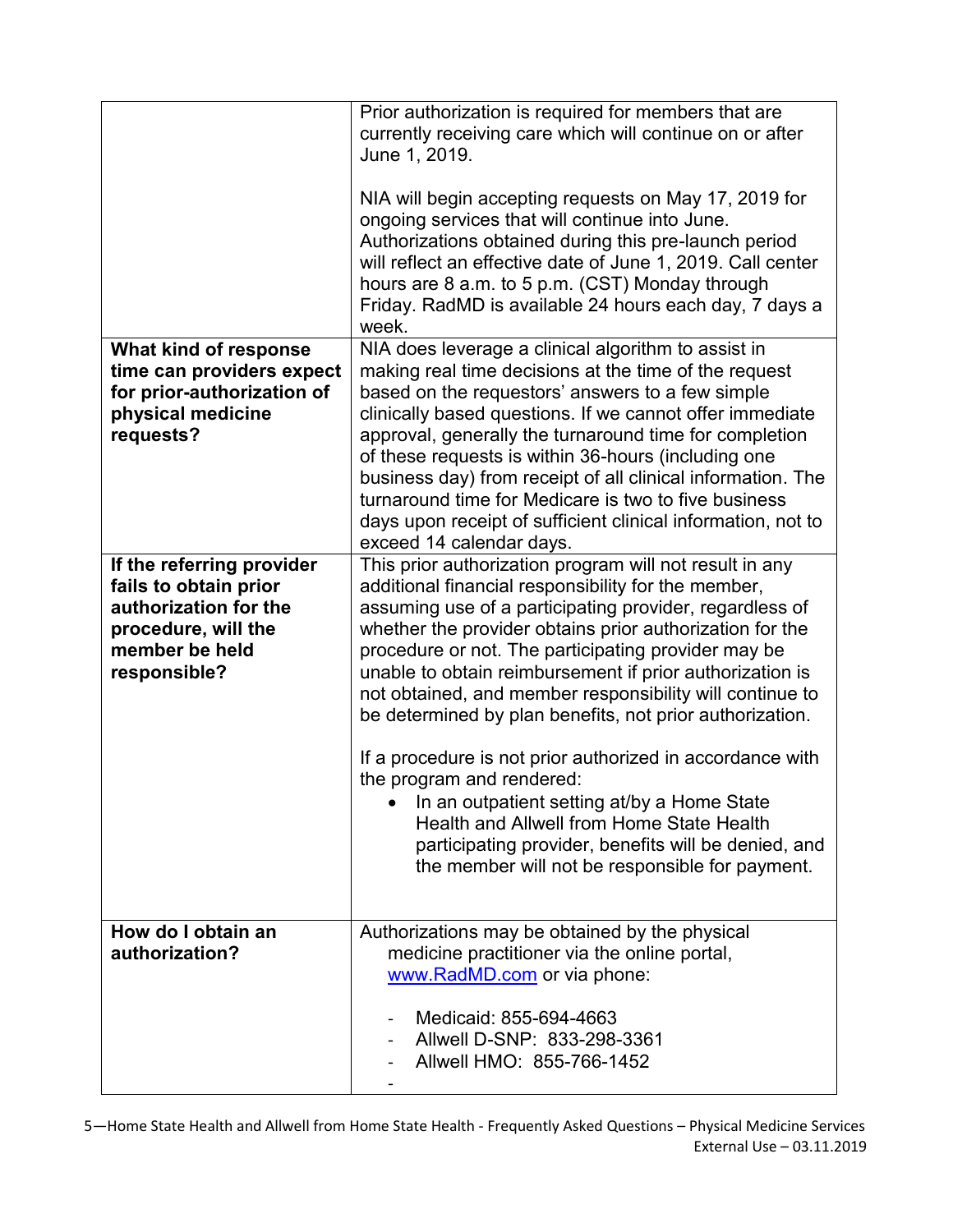| | |
|---|---|
| | Prior authorization is required for members that are currently receiving care which will continue on or after June 1, 2019.<br><br>NIA will begin accepting requests on May 17, 2019 for ongoing services that will continue into June. Authorizations obtained during this pre-launch period will reflect an effective date of June 1, 2019. Call center hours are 8 a.m. to 5 p.m. (CST) Monday through Friday. RadMD is available 24 hours each day, 7 days a week. |
| **What kind of response time can providers expect for prior-authorization of physical medicine requests?** | NIA does leverage a clinical algorithm to assist in making real time decisions at the time of the request based on the requestors' answers to a few simple clinically based questions. If we cannot offer immediate approval, generally the turnaround time for completion of these requests is within 36-hours (including one business day) from receipt of all clinical information. The turnaround time for Medicare is two to five business days upon receipt of sufficient clinical information, not to exceed 14 calendar days. |
| **If the referring provider fails to obtain prior authorization for the procedure, will the member be held responsible?** | This prior authorization program will not result in any additional financial responsibility for the member, assuming use of a participating provider, regardless of whether the provider obtains prior authorization for the procedure or not. The participating provider may be unable to obtain reimbursement if prior authorization is not obtained, and member responsibility will continue to be determined by plan benefits, not prior authorization.<br><br>If a procedure is not prior authorized in accordance with the program and rendered:<br>• In an outpatient setting at/by a Home State Health and Allwell from Home State Health participating provider, benefits will be denied, and the member will not be responsible for payment. |
| **How do I obtain an authorization?** | Authorizations may be obtained by the physical medicine practitioner via the online portal, [www.RadMD.com](http://www.RadMD.com) or via phone:<br><br>- Medicaid: 855-694-4663<br>- Allwell D-SNP: 833-298-3361<br>- Allwell HMO: 855-766-1452<br>- |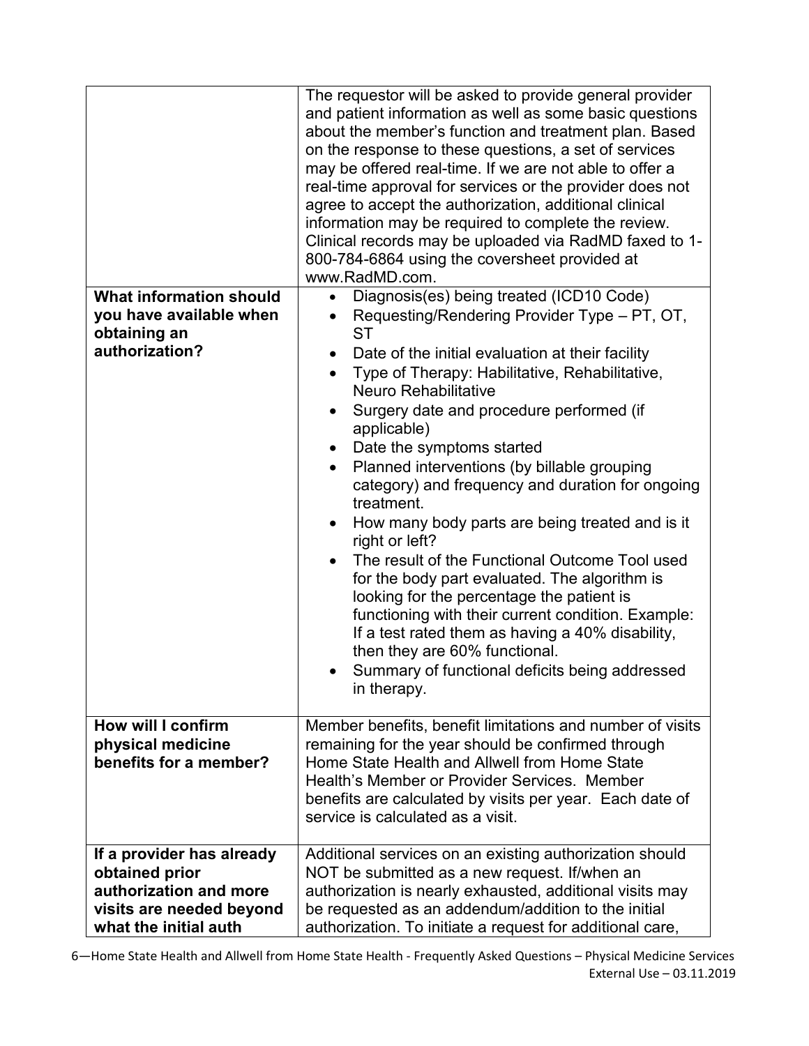| | |
|---|---|
| | The requestor will be asked to provide general provider and patient information as well as some basic questions about the member's function and treatment plan. Based on the response to these questions, a set of services may be offered real-time. If we are not able to offer a real-time approval for services or the provider does not agree to accept the authorization, additional clinical information may be required to complete the review. Clinical records may be uploaded via RadMD faxed to 1-800-784-6864 using the coversheet provided at www.RadMD.com. |
| **What information should you have available when obtaining an authorization?** | • Diagnosis(es) being treated (ICD10 Code)<br>• Requesting/Rendering Provider Type – PT, OT, ST<br>• Date of the initial evaluation at their facility<br>• Type of Therapy: Habilitative, Rehabilitative, Neuro Rehabilitative<br>• Surgery date and procedure performed (if applicable)<br>• Date the symptoms started<br>• Planned interventions (by billable grouping category) and frequency and duration for ongoing treatment.<br>• How many body parts are being treated and is it right or left?<br>• The result of the Functional Outcome Tool used for the body part evaluated. The algorithm is looking for the percentage the patient is functioning with their current condition. Example: If a test rated them as having a 40% disability, then they are 60% functional.<br>• Summary of functional deficits being addressed in therapy. |
| **How will I confirm physical medicine benefits for a member?** | Member benefits, benefit limitations and number of visits remaining for the year should be confirmed through Home State Health and Allwell from Home State Health's Member or Provider Services. Member benefits are calculated by visits per year. Each date of service is calculated as a visit. |
| **If a provider has already obtained prior authorization and more visits are needed beyond what the initial auth** | Additional services on an existing authorization should NOT be submitted as a new request. If/when an authorization is nearly exhausted, additional visits may be requested as an addendum/addition to the initial authorization. To initiate a request for additional care, |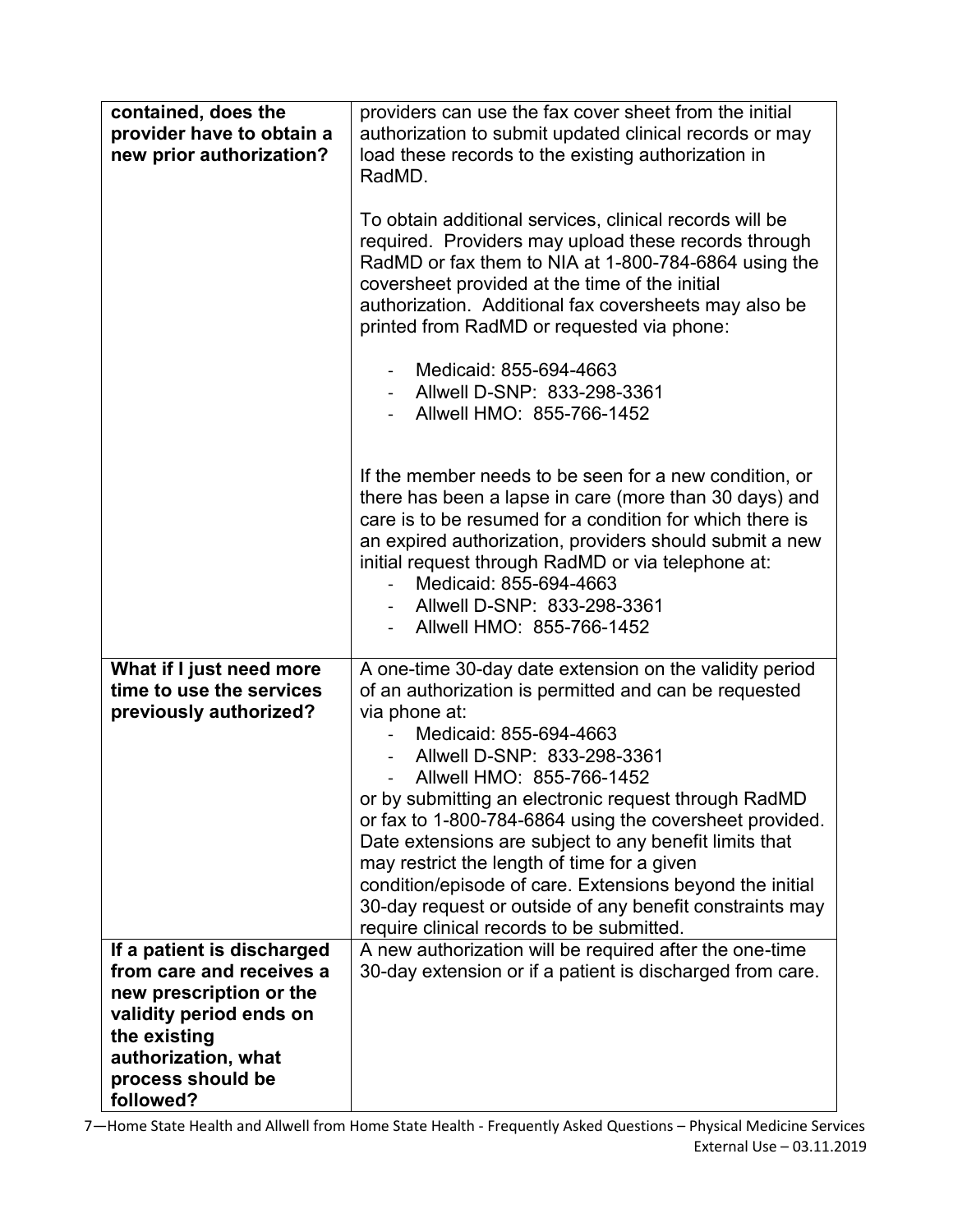| contained, does the provider have to obtain a new prior authorization? | providers can use the fax cover sheet from the initial authorization to submit updated clinical records or may load these records to the existing authorization in RadMD.<br><br>To obtain additional services, clinical records will be required. Providers may upload these records through RadMD or fax them to NIA at 1-800-784-6864 using the coversheet provided at the time of the initial authorization. Additional fax coversheets may also be printed from RadMD or requested via phone:<br><br>- Medicaid: 855-694-4663<br>- Allwell D-SNP: 833-298-3361<br>- Allwell HMO: 855-766-1452<br><br>If the member needs to be seen for a new condition, or there has been a lapse in care (more than 30 days) and care is to be resumed for a condition for which there is an expired authorization, providers should submit a new initial request through RadMD or via telephone at:<br>- Medicaid: 855-694-4663<br>- Allwell D-SNP: 833-298-3361<br>- Allwell HMO: 855-766-1452 |
|---|---|
| **What if I just need more time to use the services previously authorized?** | A one-time 30-day date extension on the validity period of an authorization is permitted and can be requested via phone at:<br>- Medicaid: 855-694-4663<br>- Allwell D-SNP: 833-298-3361<br>- Allwell HMO: 855-766-1452<br>or by submitting an electronic request through RadMD or fax to 1-800-784-6864 using the coversheet provided. Date extensions are subject to any benefit limits that may restrict the length of time for a given condition/episode of care. Extensions beyond the initial 30-day request or outside of any benefit constraints may require clinical records to be submitted. |
| **If a patient is discharged from care and receives a new prescription or the validity period ends on the existing authorization, what process should be followed?** | A new authorization will be required after the one-time 30-day extension or if a patient is discharged from care. |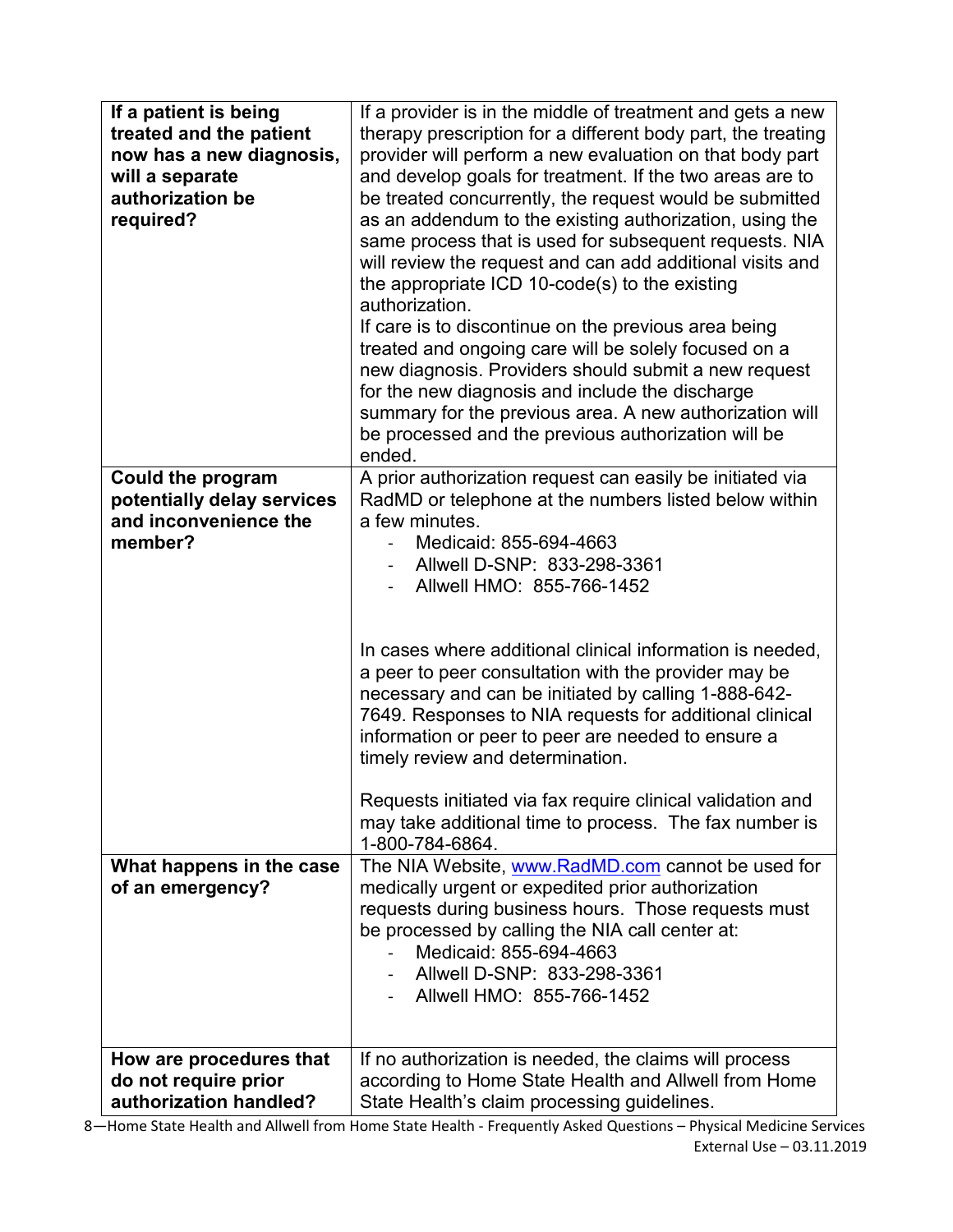| | |
|---|---|
| **If a patient is being treated and the patient now has a new diagnosis, will a separate authorization be required?** | If a provider is in the middle of treatment and gets a new therapy prescription for a different body part, the treating provider will perform a new evaluation on that body part and develop goals for treatment. If the two areas are to be treated concurrently, the request would be submitted as an addendum to the existing authorization, using the same process that is used for subsequent requests. NIA will review the request and can add additional visits and the appropriate ICD 10-code(s) to the existing authorization.<br>If care is to discontinue on the previous area being treated and ongoing care will be solely focused on a new diagnosis. Providers should submit a new request for the new diagnosis and include the discharge summary for the previous area. A new authorization will be processed and the previous authorization will be ended. |
| **Could the program potentially delay services and inconvenience the member?** | A prior authorization request can easily be initiated via RadMD or telephone at the numbers listed below within a few minutes.<br>- Medicaid: 855-694-4663<br>- Allwell D-SNP: 833-298-3361<br>- Allwell HMO: 855-766-1452<br><br>In cases where additional clinical information is needed, a peer to peer consultation with the provider may be necessary and can be initiated by calling 1-888-642-7649. Responses to NIA requests for additional clinical information or peer to peer are needed to ensure a timely review and determination.<br><br>Requests initiated via fax require clinical validation and may take additional time to process. The fax number is 1-800-784-6864. |
| **What happens in the case of an emergency?** | The NIA Website, [www.RadMD.com](http://www.RadMD.com) cannot be used for medically urgent or expedited prior authorization requests during business hours. Those requests must be processed by calling the NIA call center at:<br>- Medicaid: 855-694-4663<br>- Allwell D-SNP: 833-298-3361<br>- Allwell HMO: 855-766-1452 |
| **How are procedures that do not require prior authorization handled?** | If no authorization is needed, the claims will process according to Home State Health and Allwell from Home State Health's claim processing guidelines. |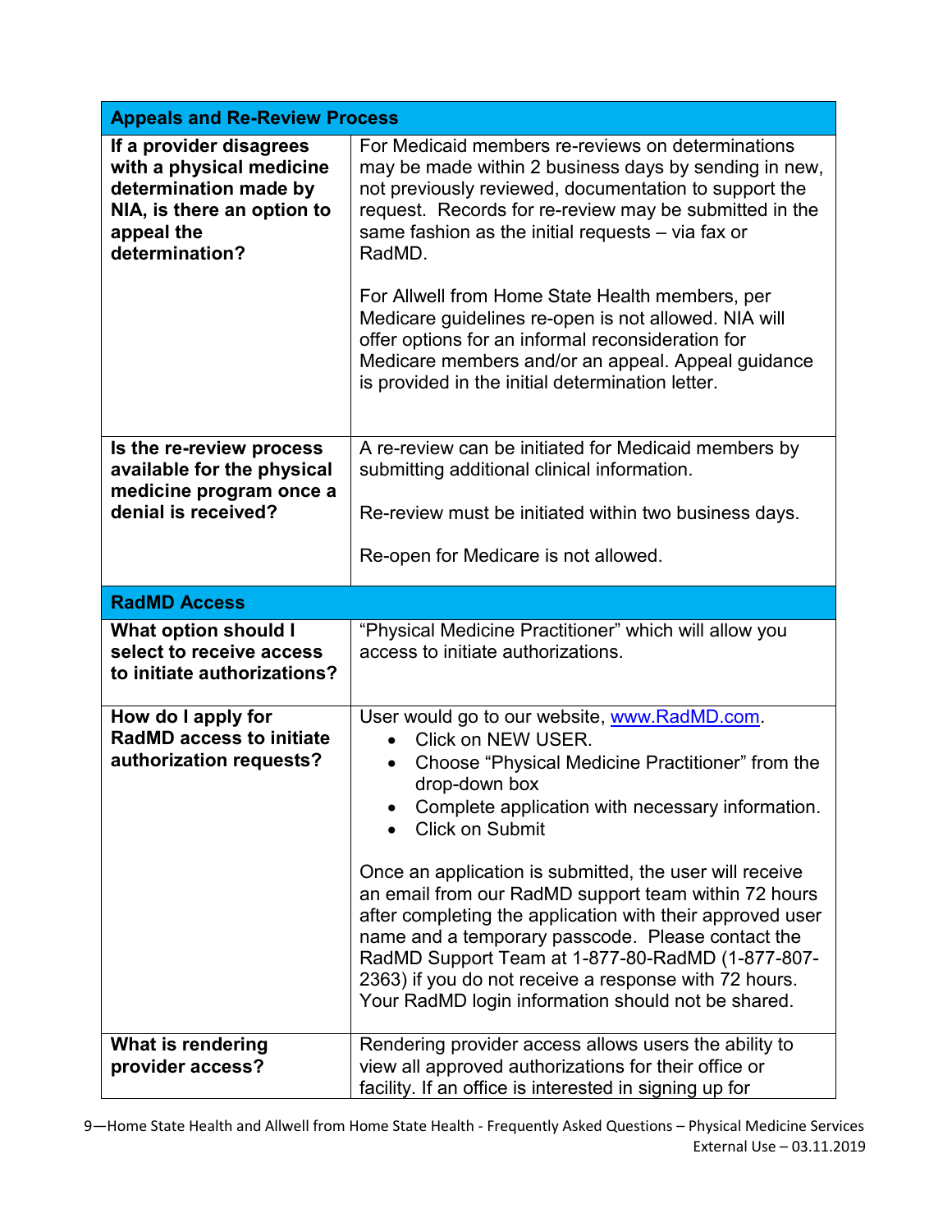| **Appeals and Re-Review Process** | |
|---|---|
| **If a provider disagrees with a physical medicine determination made by NIA, is there an option to appeal the determination?** | For Medicaid members re-reviews on determinations may be made within 2 business days by sending in new, not previously reviewed, documentation to support the request. Records for re-review may be submitted in the same fashion as the initial requests – via fax or RadMD.<br><br>For Allwell from Home State Health members, per Medicare guidelines re-open is not allowed. NIA will offer options for an informal reconsideration for Medicare members and/or an appeal. Appeal guidance is provided in the initial determination letter. |
| **Is the re-review process available for the physical medicine program once a denial is received?** | A re-review can be initiated for Medicaid members by submitting additional clinical information.<br><br>Re-review must be initiated within two business days.<br><br>Re-open for Medicare is not allowed. |
| **RadMD Access** | |
| **What option should I select to receive access to initiate authorizations?** | "Physical Medicine Practitioner" which will allow you access to initiate authorizations. |
| **How do I apply for RadMD access to initiate authorization requests?** | User would go to our website, [www.RadMD.com](http://www.RadMD.com).<br>• Click on NEW USER.<br>• Choose "Physical Medicine Practitioner" from the drop-down box<br>• Complete application with necessary information.<br>• Click on Submit<br><br>Once an application is submitted, the user will receive an email from our RadMD support team within 72 hours after completing the application with their approved user name and a temporary passcode. Please contact the RadMD Support Team at 1-877-80-RadMD (1-877-807-2363) if you do not receive a response with 72 hours. Your RadMD login information should not be shared. |
| **What is rendering provider access?** | Rendering provider access allows users the ability to view all approved authorizations for their office or facility. If an office is interested in signing up for |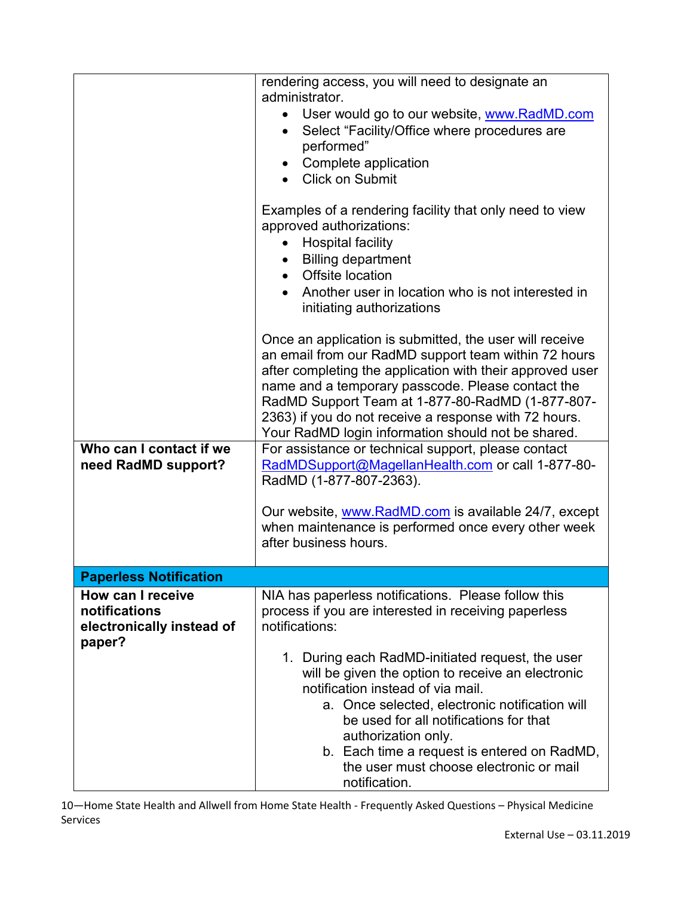| | |
|---|---|
| | rendering access, you will need to designate an administrator.<br>• User would go to our website, www.RadMD.com<br>• Select "Facility/Office where procedures are performed"<br>• Complete application<br>• Click on Submit<br><br>Examples of a rendering facility that only need to view approved authorizations:<br>• Hospital facility<br>• Billing department<br>• Offsite location<br>• Another user in location who is not interested in initiating authorizations<br><br>Once an application is submitted, the user will receive an email from our RadMD support team within 72 hours after completing the application with their approved user name and a temporary passcode. Please contact the RadMD Support Team at 1-877-80-RadMD (1-877-807-2363) if you do not receive a response with 72 hours. Your RadMD login information should not be shared. |
| **Who can I contact if we need RadMD support?** | For assistance or technical support, please contact RadMDSupport@MagellanHealth.com or call 1-877-80-RadMD (1-877-807-2363).<br><br>Our website, www.RadMD.com is available 24/7, except when maintenance is performed once every other week after business hours. |
| **Paperless Notification** | |
| **How can I receive notifications electronically instead of paper?** | NIA has paperless notifications. Please follow this process if you are interested in receiving paperless notifications:<br><br>1. During each RadMD-initiated request, the user will be given the option to receive an electronic notification instead of via mail.<br>&nbsp;&nbsp;&nbsp;a. Once selected, electronic notification will be used for all notifications for that authorization only.<br>&nbsp;&nbsp;&nbsp;b. Each time a request is entered on RadMD, the user must choose electronic or mail notification. |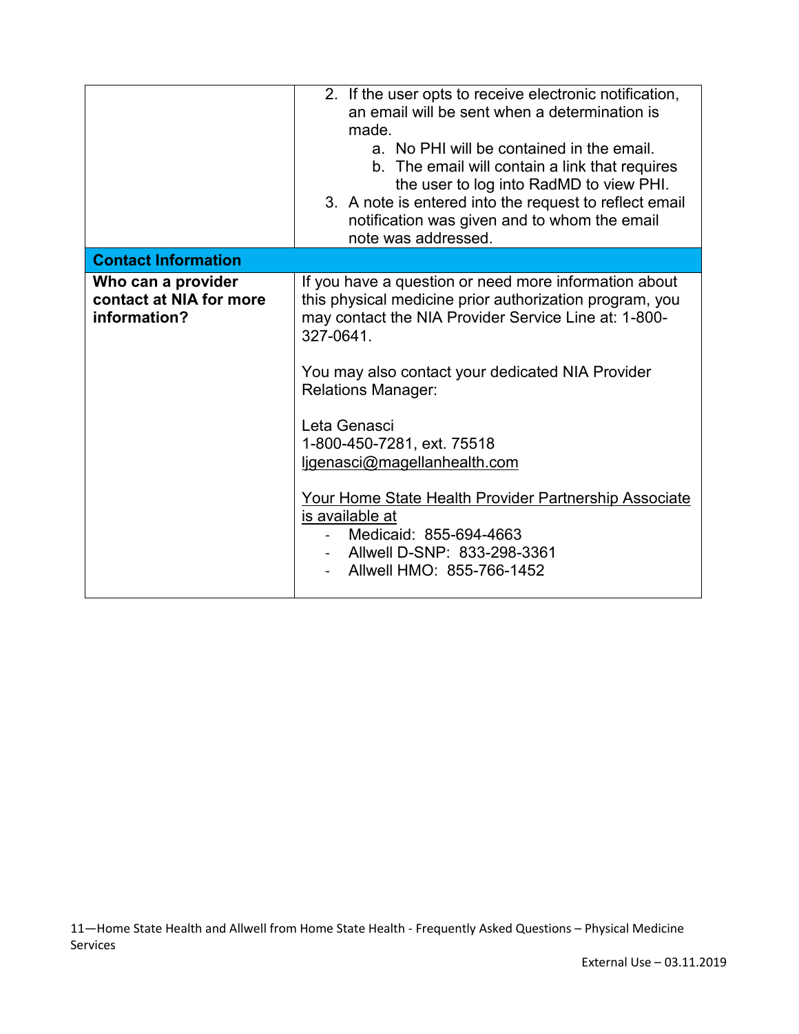| | |
|---|---|
| | 2. If the user opts to receive electronic notification, an email will be sent when a determination is made.<br>a. No PHI will be contained in the email.<br>b. The email will contain a link that requires the user to log into RadMD to view PHI.<br>3. A note is entered into the request to reflect email notification was given and to whom the email note was addressed. |
| **Contact Information** | |
| **Who can a provider contact at NIA for more information?** | If you have a question or need more information about this physical medicine prior authorization program, you may contact the NIA Provider Service Line at: 1-800-327-0641.<br><br>You may also contact your dedicated NIA Provider Relations Manager:<br><br>Leta Genasci<br>1-800-450-7281, ext. 75518<br>ljgenasci@magellanhealth.com<br><br>Your Home State Health Provider Partnership Associate is available at<br>- Medicaid: 855-694-4663<br>- Allwell D-SNP: 833-298-3361<br>- Allwell HMO: 855-766-1452 |

11—Home State Health and Allwell from Home State Health - Frequently Asked Questions – Physical Medicine Services

External Use – 03.11.2019